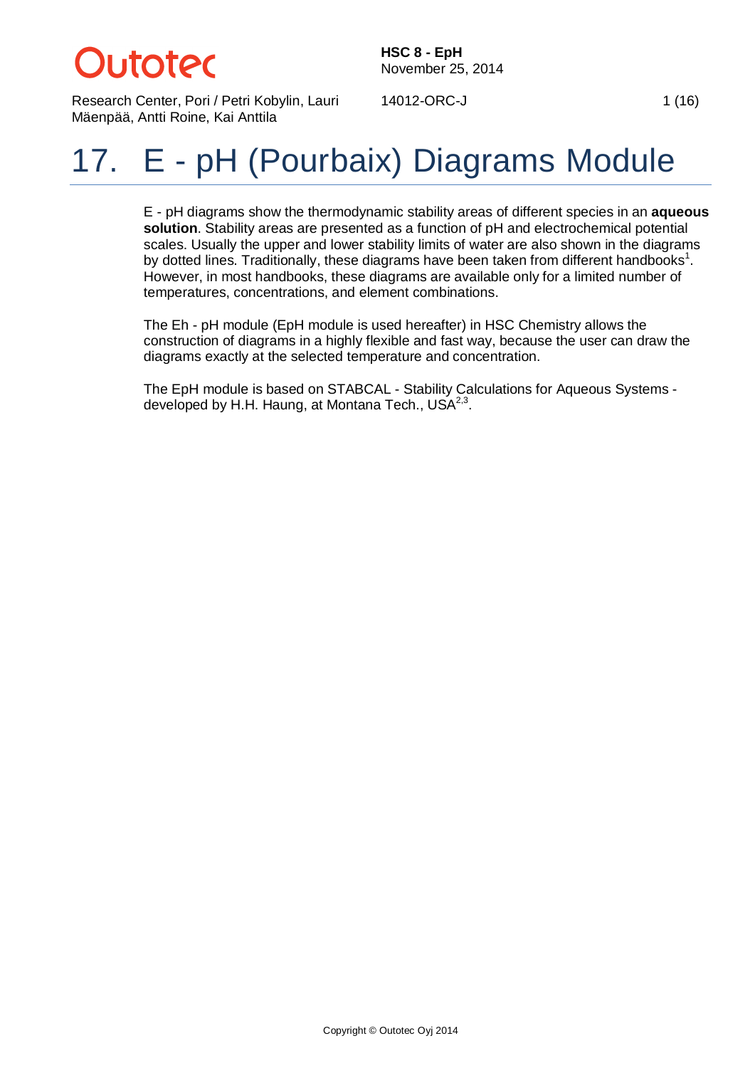# 17. E - pH (Pourbaix) Diagrams Module

E - pH diagrams show the thermodynamic stability areas of different species in an **aqueous solution**. Stability areas are presented as a function of pH and electrochemical potential scales. Usually the upper and lower stability limits of water are also shown in the diagrams by dotted lines. Traditionally, these diagrams have been taken from different handbooks[1]. However, in most handbooks, these diagrams are available only for a limited number of temperatures, concentrations, and element combinations.

The Eh - pH module (EpH module is used hereafter) in HSC Chemistry allows the construction of diagrams in a highly flexible and fast way, because the user can draw the diagrams exactly at the selected temperature and concentration.

The EpH module is based on STABCAL - Stability Calculations for Aqueous Systems - developed by H.H. Haung, at Montana Tech., USA[2,3].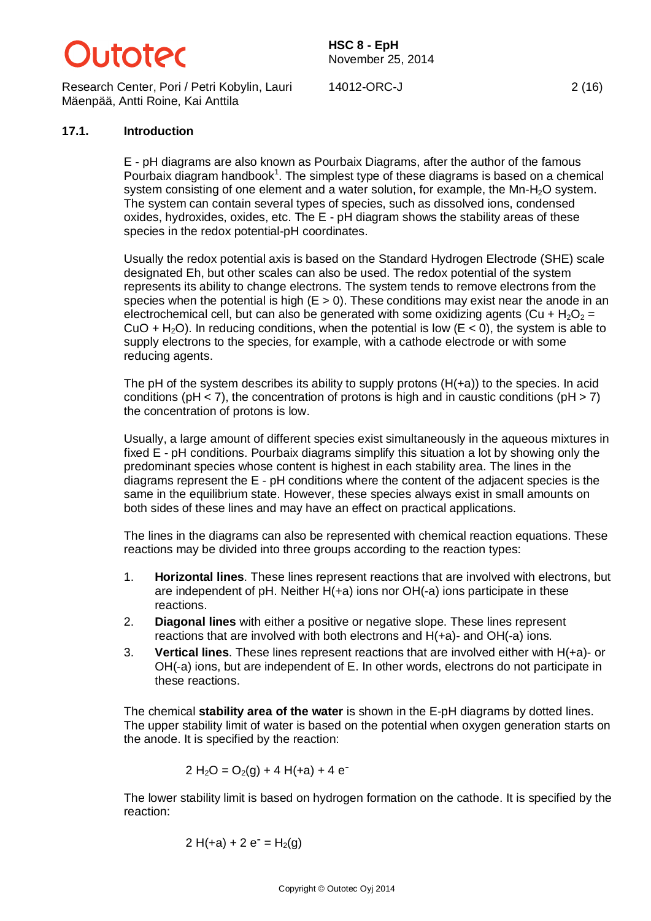## 17.1. Introduction

E - pH diagrams are also known as Pourbaix Diagrams, after the author of the famous Pourbaix diagram handbook[1]. The simplest type of these diagrams is based on a chemical system consisting of one element and a water solution, for example, the Mn-$H_2O$ system. The system can contain several types of species, such as dissolved ions, condensed oxides, hydroxides, oxides, etc. The E - pH diagram shows the stability areas of these species in the redox potential-pH coordinates.

Usually the redox potential axis is based on the Standard Hydrogen Electrode (SHE) scale designated Eh, but other scales can also be used. The redox potential of the system represents its ability to change electrons. The system tends to remove electrons from the species when the potential is high (E > 0). These conditions may exist near the anode in an electrochemical cell, but can also be generated with some oxidizing agents ($Cu + H_2O_2 = CuO + H_2O$). In reducing conditions, when the potential is low (E < 0), the system is able to supply electrons to the species, for example, with a cathode electrode or with some reducing agents.

The pH of the system describes its ability to supply protons (H(+a)) to the species. In acid conditions (pH < 7), the concentration of protons is high and in caustic conditions (pH > 7) the concentration of protons is low.

Usually, a large amount of different species exist simultaneously in the aqueous mixtures in fixed E - pH conditions. Pourbaix diagrams simplify this situation a lot by showing only the predominant species whose content is highest in each stability area. The lines in the diagrams represent the E - pH conditions where the content of the adjacent species is the same in the equilibrium state. However, these species always exist in small amounts on both sides of these lines and may have an effect on practical applications.

The lines in the diagrams can also be represented with chemical reaction equations. These reactions may be divided into three groups according to the reaction types:

1. **Horizontal lines**. These lines represent reactions that are involved with electrons, but are independent of pH. Neither H(+a) ions nor OH(-a) ions participate in these reactions.
2. **Diagonal lines** with either a positive or negative slope. These lines represent reactions that are involved with both electrons and H(+a)- and OH(-a) ions.
3. **Vertical lines**. These lines represent reactions that are involved either with H(+a)- or OH(-a) ions, but are independent of E. In other words, electrons do not participate in these reactions.

The chemical **stability area of the water** is shown in the E-pH diagrams by dotted lines. The upper stability limit of water is based on the potential when oxygen generation starts on the anode. It is specified by the reaction:

$$2\ H_2O = O_2(g) + 4\ H(+a) + 4\ e^-$$

The lower stability limit is based on hydrogen formation on the cathode. It is specified by the reaction:

$$2\ H(+a) + 2\ e^- = H_2(g)$$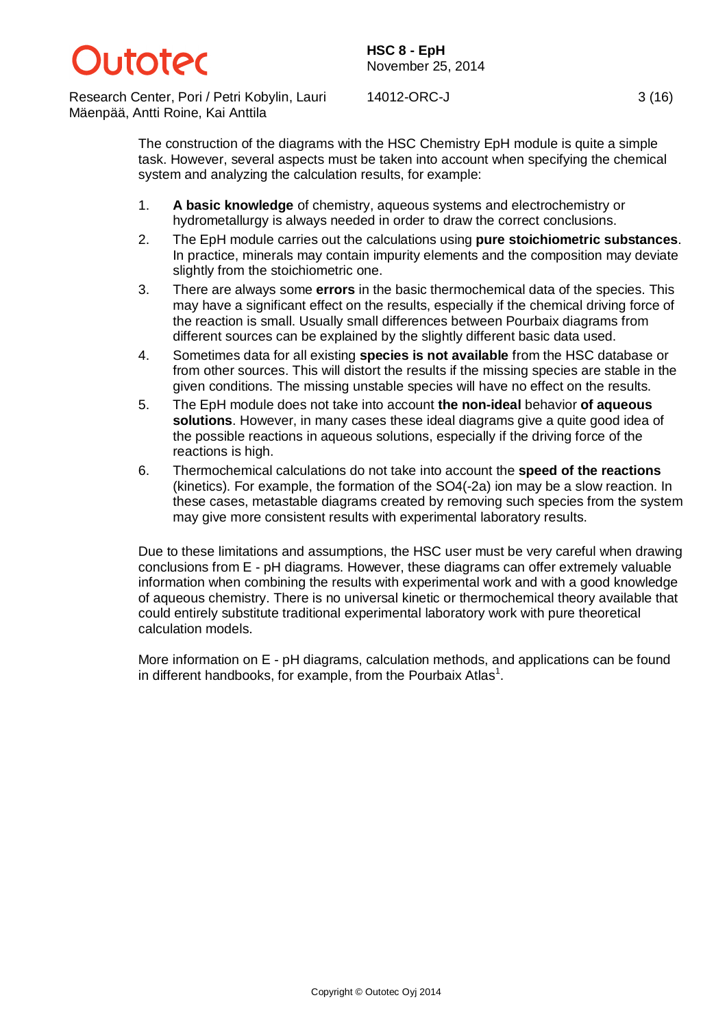The construction of the diagrams with the HSC Chemistry EpH module is quite a simple task. However, several aspects must be taken into account when specifying the chemical system and analyzing the calculation results, for example:

1. **A basic knowledge** of chemistry, aqueous systems and electrochemistry or hydrometallurgy is always needed in order to draw the correct conclusions.
2. The EpH module carries out the calculations using **pure stoichiometric substances**. In practice, minerals may contain impurity elements and the composition may deviate slightly from the stoichiometric one.
3. There are always some **errors** in the basic thermochemical data of the species. This may have a significant effect on the results, especially if the chemical driving force of the reaction is small. Usually small differences between Pourbaix diagrams from different sources can be explained by the slightly different basic data used.
4. Sometimes data for all existing **species is not available** from the HSC database or from other sources. This will distort the results if the missing species are stable in the given conditions. The missing unstable species will have no effect on the results.
5. The EpH module does not take into account **the non-ideal** behavior **of aqueous solutions**. However, in many cases these ideal diagrams give a quite good idea of the possible reactions in aqueous solutions, especially if the driving force of the reactions is high.
6. Thermochemical calculations do not take into account the **speed of the reactions** (kinetics). For example, the formation of the SO4(-2a) ion may be a slow reaction. In these cases, metastable diagrams created by removing such species from the system may give more consistent results with experimental laboratory results.

Due to these limitations and assumptions, the HSC user must be very careful when drawing conclusions from E - pH diagrams. However, these diagrams can offer extremely valuable information when combining the results with experimental work and with a good knowledge of aqueous chemistry. There is no universal kinetic or thermochemical theory available that could entirely substitute traditional experimental laboratory work with pure theoretical calculation models.

More information on E - pH diagrams, calculation methods, and applications can be found in different handbooks, for example, from the Pourbaix Atlas[1].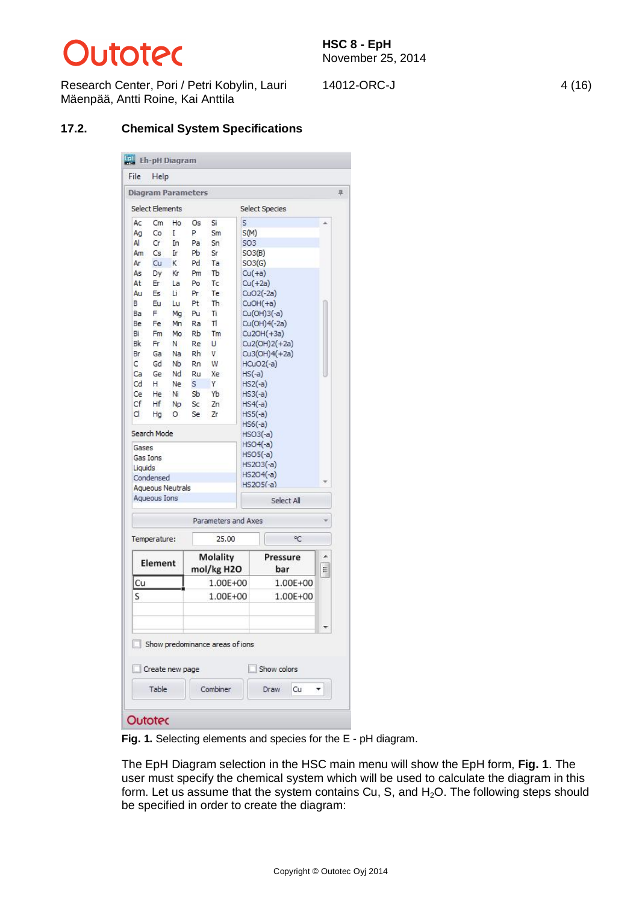## 17.2. Chemical System Specifications

**Fig. 1.** Selecting elements and species for the E - pH diagram.

The EpH Diagram selection in the HSC main menu will show the EpH form, **Fig. 1**. The user must specify the chemical system which will be used to calculate the diagram in this form. Let us assume that the system contains Cu, S, and $H_2O$. The following steps should be specified in order to create the diagram: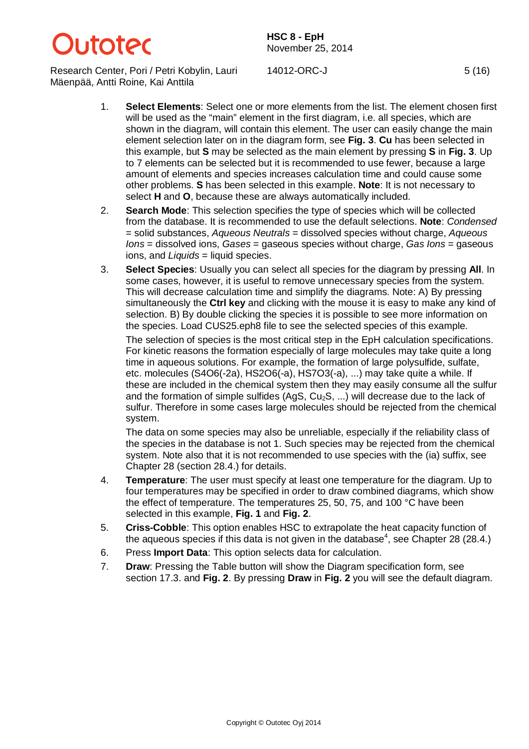1. **Select Elements**: Select one or more elements from the list. The element chosen first will be used as the "main" element in the first diagram, i.e. all species, which are shown in the diagram, will contain this element. The user can easily change the main element selection later on in the diagram form, see **Fig. 3**. **Cu** has been selected in this example, but **S** may be selected as the main element by pressing **S** in **Fig. 3**. Up to 7 elements can be selected but it is recommended to use fewer, because a large amount of elements and species increases calculation time and could cause some other problems. **S** has been selected in this example. **Note**: It is not necessary to select **H** and **O**, because these are always automatically included.

2. **Search Mode**: This selection specifies the type of species which will be collected from the database. It is recommended to use the default selections. **Note**: *Condensed* = solid substances, *Aqueous Neutrals* = dissolved species without charge, *Aqueous Ions* = dissolved ions, *Gases* = gaseous species without charge, *Gas Ions* = gaseous ions, and *Liquids* = liquid species.

3. **Select Species**: Usually you can select all species for the diagram by pressing **All**. In some cases, however, it is useful to remove unnecessary species from the system. This will decrease calculation time and simplify the diagrams. Note: A) By pressing simultaneously the **Ctrl key** and clicking with the mouse it is easy to make any kind of selection. B) By double clicking the species it is possible to see more information on the species. Load CUS25.eph8 file to see the selected species of this example.

   The selection of species is the most critical step in the EpH calculation specifications. For kinetic reasons the formation especially of large molecules may take quite a long time in aqueous solutions. For example, the formation of large polysulfide, sulfate, etc. molecules (S4O6(-2a), HS2O6(-a), HS7O3(-a), ...) may take quite a while. If these are included in the chemical system then they may easily consume all the sulfur and the formation of simple sulfides (AgS, $Cu_2S$, ...) will decrease due to the lack of sulfur. Therefore in some cases large molecules should be rejected from the chemical system.

   The data on some species may also be unreliable, especially if the reliability class of the species in the database is not 1. Such species may be rejected from the chemical system. Note also that it is not recommended to use species with the (ia) suffix, see Chapter 28 (section 28.4.) for details.

4. **Temperature**: The user must specify at least one temperature for the diagram. Up to four temperatures may be specified in order to draw combined diagrams, which show the effect of temperature. The temperatures 25, 50, 75, and 100 °C have been selected in this example, **Fig. 1** and **Fig. 2**.

5. **Criss-Cobble**: This option enables HSC to extrapolate the heat capacity function of the aqueous species if this data is not given in the database[4], see Chapter 28 (28.4.)

6. Press **Import Data**: This option selects data for calculation.

7. **Draw**: Pressing the Table button will show the Diagram specification form, see section 17.3. and **Fig. 2**. By pressing **Draw** in **Fig. 2** you will see the default diagram.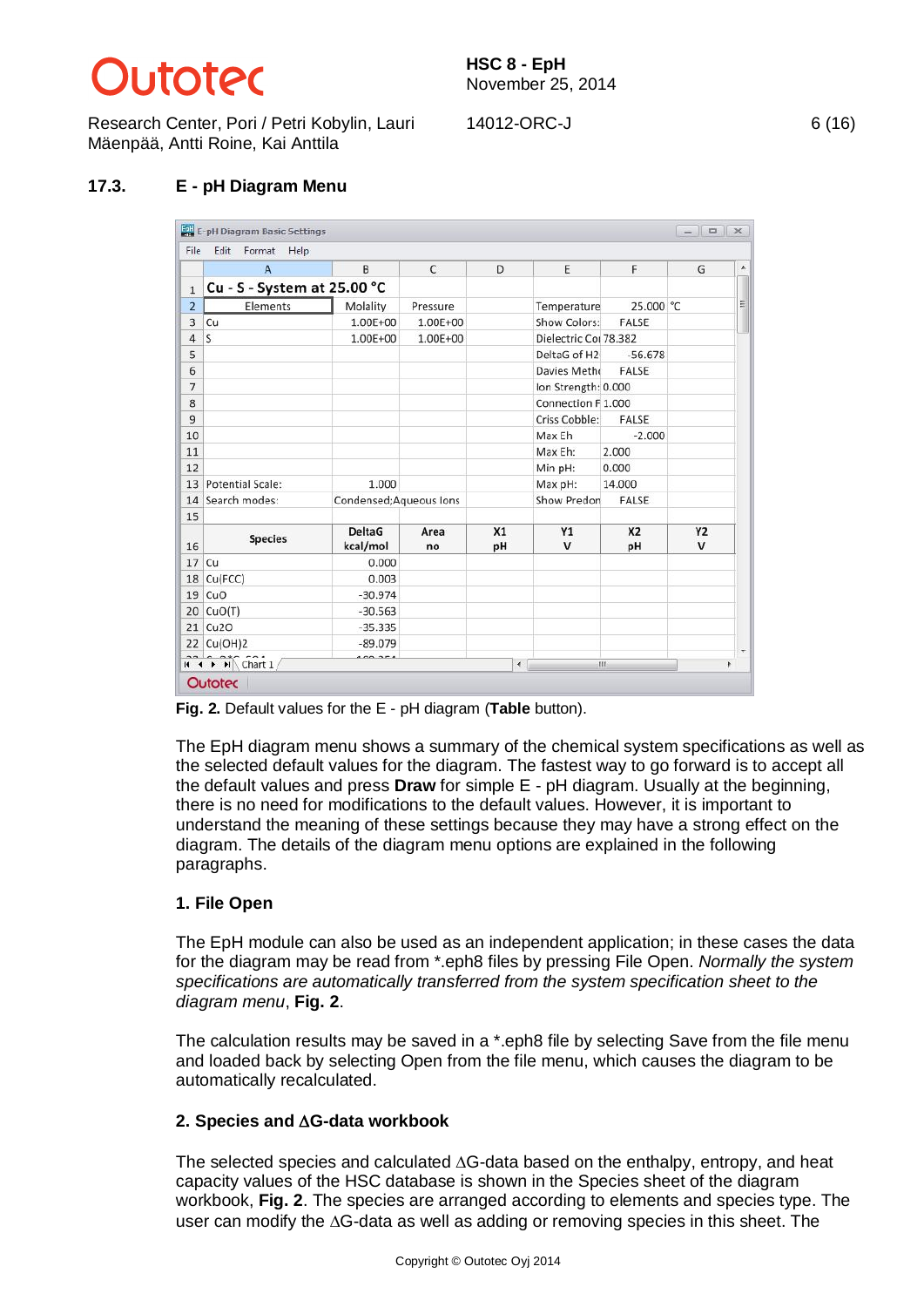## 17.3. E - pH Diagram Menu

| | A | B | C | D | E | F | G |
|---|---|---|---|---|---|---|---|
| 1 | Cu - S - System at 25.00 °C | | | | | | |
| 2 | Elements | Molality | Pressure | | Temperature | 25.000 | °C |
| 3 | Cu | 1.00E+00 | 1.00E+00 | | Show Colors: | FALSE | |
| 4 | S | 1.00E+00 | 1.00E+00 | | Dielectric Co | 78.382 | |
| 5 | | | | | DeltaG of H2 | -56.678 | |
| 6 | | | | | Davies Meth | FALSE | |
| 7 | | | | | Ion Strength: | 0.000 | |
| 8 | | | | | Connection F | 1.000 | |
| 9 | | | | | Criss Cobble: | FALSE | |
| 10 | | | | | Max Eh | -2.000 | |
| 11 | | | | | Max Eh: | 2.000 | |
| 12 | | | | | Min pH: | 0.000 | |
| 13 | Potential Scale: | 1.000 | | | Max pH: | 14.000 | |
| 14 | Search modes: | Condensed;Aqueous Ions | | | Show Predon | FALSE | |
| 15 | | | | | | | |
| 16 | Species | DeltaG kcal/mol | Area no | X1 pH | Y1 V | X2 pH | Y2 V |
| 17 | Cu | 0.000 | | | | | |
| 18 | Cu(FCC) | 0.003 | | | | | |
| 19 | CuO | -30.974 | | | | | |
| 20 | CuO(T) | -30.563 | | | | | |
| 21 | Cu2O | -35.335 | | | | | |
| 22 | Cu(OH)2 | -89.079 | | | | | |

**Fig. 2.** Default values for the E - pH diagram (**Table** button).

The EpH diagram menu shows a summary of the chemical system specifications as well as the selected default values for the diagram. The fastest way to go forward is to accept all the default values and press **Draw** for simple E - pH diagram. Usually at the beginning, there is no need for modifications to the default values. However, it is important to understand the meaning of these settings because they may have a strong effect on the diagram. The details of the diagram menu options are explained in the following paragraphs.

### 1. File Open

The EpH module can also be used as an independent application; in these cases the data for the diagram may be read from *.eph8 files by pressing File Open. *Normally the system specifications are automatically transferred from the system specification sheet to the diagram menu*, **Fig. 2**.

The calculation results may be saved in a *.eph8 file by selecting Save from the file menu and loaded back by selecting Open from the file menu, which causes the diagram to be automatically recalculated.

### 2. Species and ΔG-data workbook

The selected species and calculated ΔG-data based on the enthalpy, entropy, and heat capacity values of the HSC database is shown in the Species sheet of the diagram workbook, **Fig. 2**. The species are arranged according to elements and species type. The user can modify the ΔG-data as well as adding or removing species in this sheet. The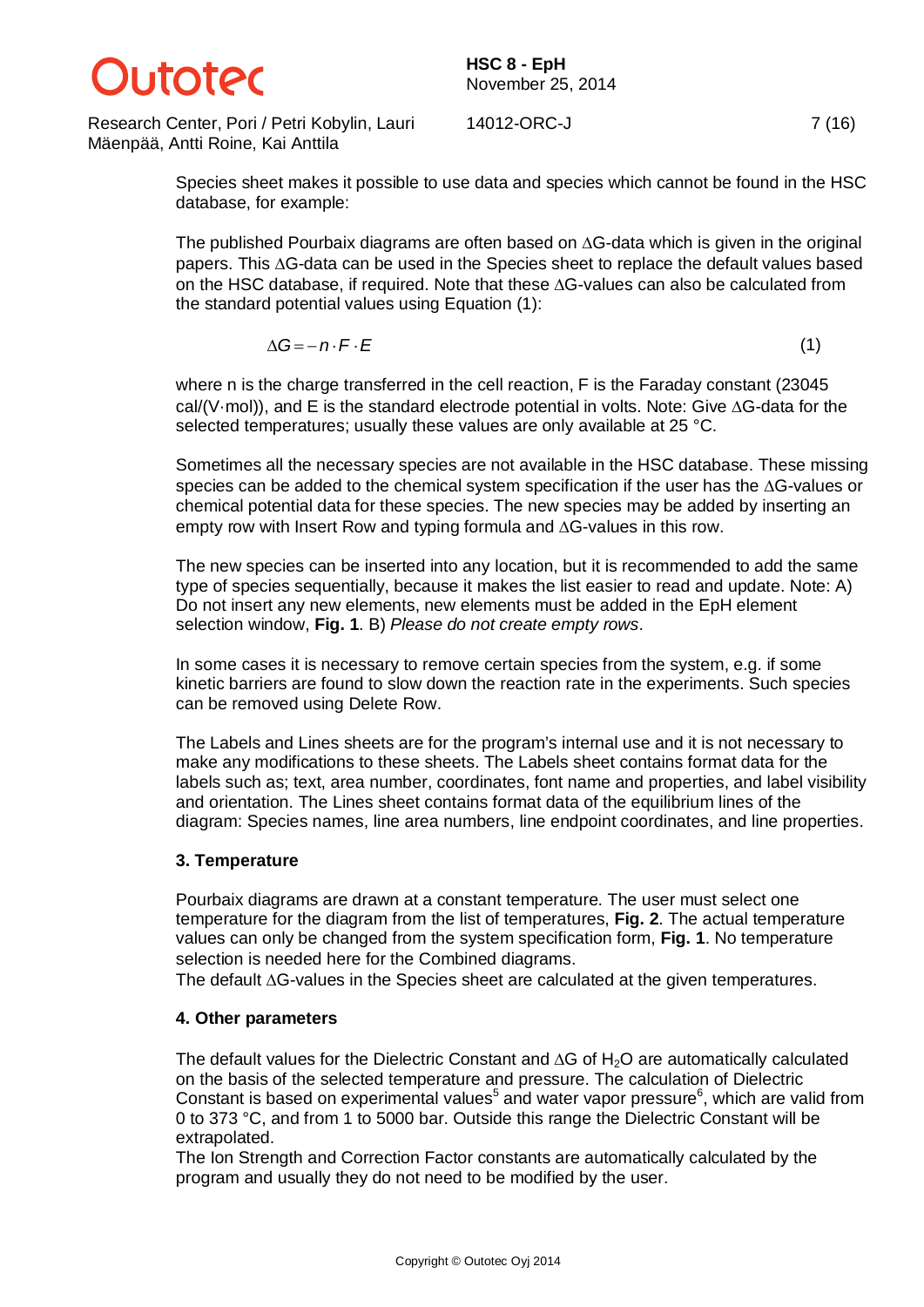Species sheet makes it possible to use data and species which cannot be found in the HSC database, for example:

The published Pourbaix diagrams are often based on ∆G-data which is given in the original papers. This ∆G-data can be used in the Species sheet to replace the default values based on the HSC database, if required. Note that these ∆G-values can also be calculated from the standard potential values using Equation (1):

$$\Delta G = -n \cdot F \cdot E \tag{1}$$

where n is the charge transferred in the cell reaction, F is the Faraday constant (23045 cal/(V·mol)), and E is the standard electrode potential in volts. Note: Give ∆G-data for the selected temperatures; usually these values are only available at 25 °C.

Sometimes all the necessary species are not available in the HSC database. These missing species can be added to the chemical system specification if the user has the ∆G-values or chemical potential data for these species. The new species may be added by inserting an empty row with Insert Row and typing formula and ∆G-values in this row.

The new species can be inserted into any location, but it is recommended to add the same type of species sequentially, because it makes the list easier to read and update. Note: A) Do not insert any new elements, new elements must be added in the EpH element selection window, **Fig. 1**. B) *Please do not create empty rows*.

In some cases it is necessary to remove certain species from the system, e.g. if some kinetic barriers are found to slow down the reaction rate in the experiments. Such species can be removed using Delete Row.

The Labels and Lines sheets are for the program's internal use and it is not necessary to make any modifications to these sheets. The Labels sheet contains format data for the labels such as; text, area number, coordinates, font name and properties, and label visibility and orientation. The Lines sheet contains format data of the equilibrium lines of the diagram: Species names, line area numbers, line endpoint coordinates, and line properties.

## 3. Temperature

Pourbaix diagrams are drawn at a constant temperature. The user must select one temperature for the diagram from the list of temperatures, **Fig. 2**. The actual temperature values can only be changed from the system specification form, **Fig. 1**. No temperature selection is needed here for the Combined diagrams.
The default ∆G-values in the Species sheet are calculated at the given temperatures.

## 4. Other parameters

The default values for the Dielectric Constant and ∆G of $H_2O$ are automatically calculated on the basis of the selected temperature and pressure. The calculation of Dielectric Constant is based on experimental values[5] and water vapor pressure[6], which are valid from 0 to 373 °C, and from 1 to 5000 bar. Outside this range the Dielectric Constant will be extrapolated.
The Ion Strength and Correction Factor constants are automatically calculated by the program and usually they do not need to be modified by the user.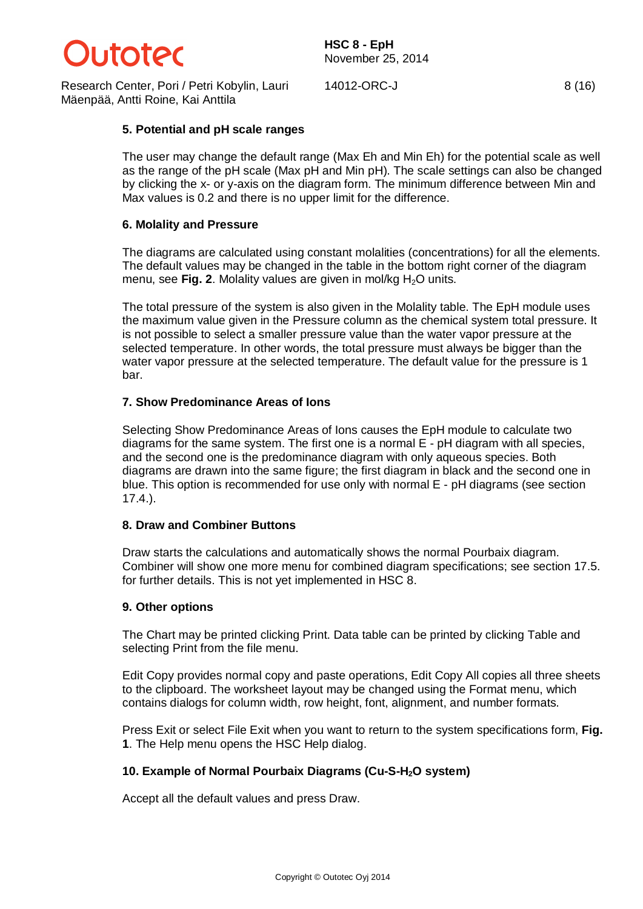## 5. Potential and pH scale ranges

The user may change the default range (Max Eh and Min Eh) for the potential scale as well as the range of the pH scale (Max pH and Min pH). The scale settings can also be changed by clicking the x- or y-axis on the diagram form. The minimum difference between Min and Max values is 0.2 and there is no upper limit for the difference.

## 6. Molality and Pressure

The diagrams are calculated using constant molalities (concentrations) for all the elements. The default values may be changed in the table in the bottom right corner of the diagram menu, see **Fig. 2**. Molality values are given in mol/kg $H_2O$ units.

The total pressure of the system is also given in the Molality table. The EpH module uses the maximum value given in the Pressure column as the chemical system total pressure. It is not possible to select a smaller pressure value than the water vapor pressure at the selected temperature. In other words, the total pressure must always be bigger than the water vapor pressure at the selected temperature. The default value for the pressure is 1 bar.

## 7. Show Predominance Areas of Ions

Selecting Show Predominance Areas of Ions causes the EpH module to calculate two diagrams for the same system. The first one is a normal E - pH diagram with all species, and the second one is the predominance diagram with only aqueous species. Both diagrams are drawn into the same figure; the first diagram in black and the second one in blue. This option is recommended for use only with normal E - pH diagrams (see section 17.4.).

## 8. Draw and Combiner Buttons

Draw starts the calculations and automatically shows the normal Pourbaix diagram. Combiner will show one more menu for combined diagram specifications; see section 17.5. for further details. This is not yet implemented in HSC 8.

## 9. Other options

The Chart may be printed clicking Print. Data table can be printed by clicking Table and selecting Print from the file menu.

Edit Copy provides normal copy and paste operations, Edit Copy All copies all three sheets to the clipboard. The worksheet layout may be changed using the Format menu, which contains dialogs for column width, row height, font, alignment, and number formats.

Press Exit or select File Exit when you want to return to the system specifications form, **Fig. 1**. The Help menu opens the HSC Help dialog.

## 10. Example of Normal Pourbaix Diagrams (Cu-S-$H_2O$ system)

Accept all the default values and press Draw.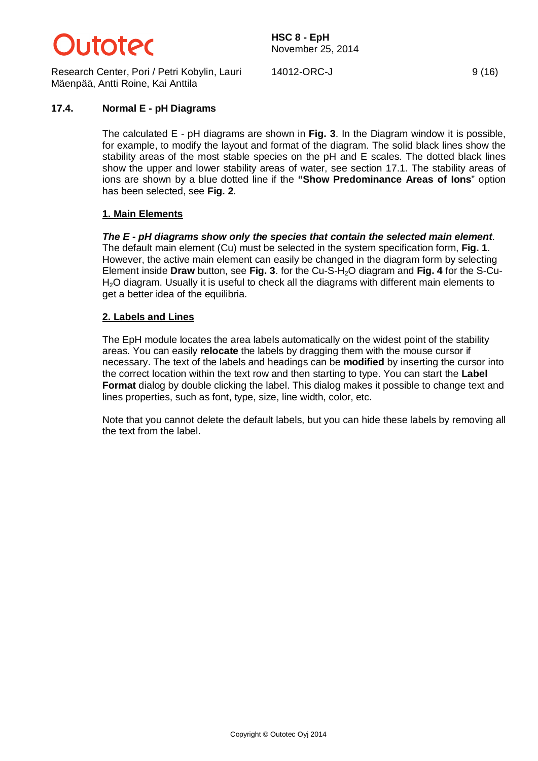## 17.4. Normal E - pH Diagrams

The calculated E - pH diagrams are shown in **Fig. 3**. In the Diagram window it is possible, for example, to modify the layout and format of the diagram. The solid black lines show the stability areas of the most stable species on the pH and E scales. The dotted black lines show the upper and lower stability areas of water, see section 17.1. The stability areas of ions are shown by a blue dotted line if the **"Show Predominance Areas of Ions**" option has been selected, see **Fig. 2**.

**1. Main Elements**

***The E - pH diagrams show only the species that contain the selected main element***. The default main element (Cu) must be selected in the system specification form, **Fig. 1**. However, the active main element can easily be changed in the diagram form by selecting Element inside **Draw** button, see **Fig. 3**. for the Cu-S-$H_2O$ diagram and **Fig. 4** for the S-Cu-$H_2O$ diagram. Usually it is useful to check all the diagrams with different main elements to get a better idea of the equilibria.

**2. Labels and Lines**

The EpH module locates the area labels automatically on the widest point of the stability areas. You can easily **relocate** the labels by dragging them with the mouse cursor if necessary. The text of the labels and headings can be **modified** by inserting the cursor into the correct location within the text row and then starting to type. You can start the **Label Format** dialog by double clicking the label. This dialog makes it possible to change text and lines properties, such as font, type, size, line width, color, etc.

Note that you cannot delete the default labels, but you can hide these labels by removing all the text from the label.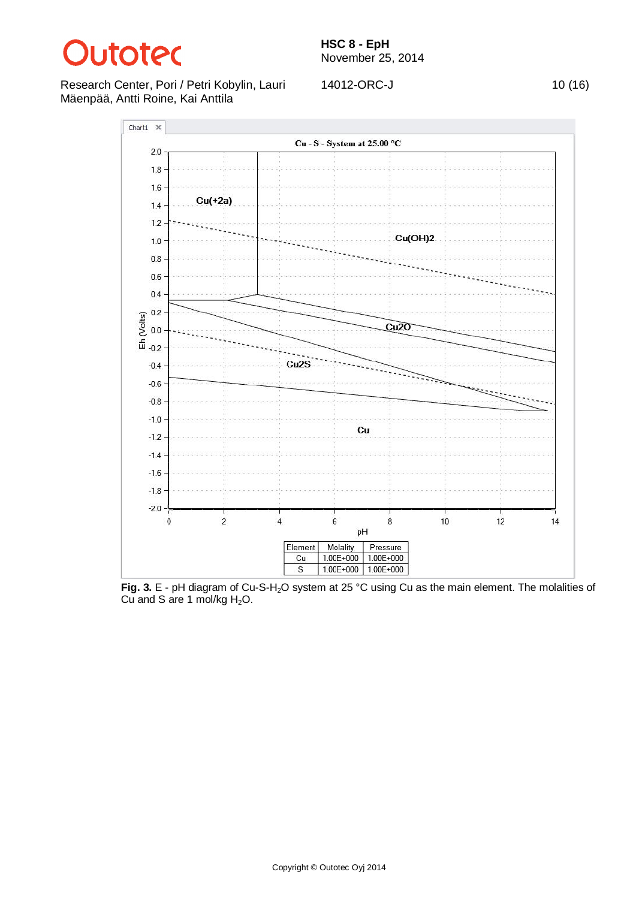Cu - S - System at 25.00 °C

| Element | Molality | Pressure |
|---|---|---|
| Cu | 1.00E+000 | 1.00E+000 |
| S | 1.00E+000 | 1.00E+000 |

**Fig. 3.** E - pH diagram of Cu-S-$H_2O$ system at 25 °C using Cu as the main element. The molalities of Cu and S are 1 mol/kg $H_2O$.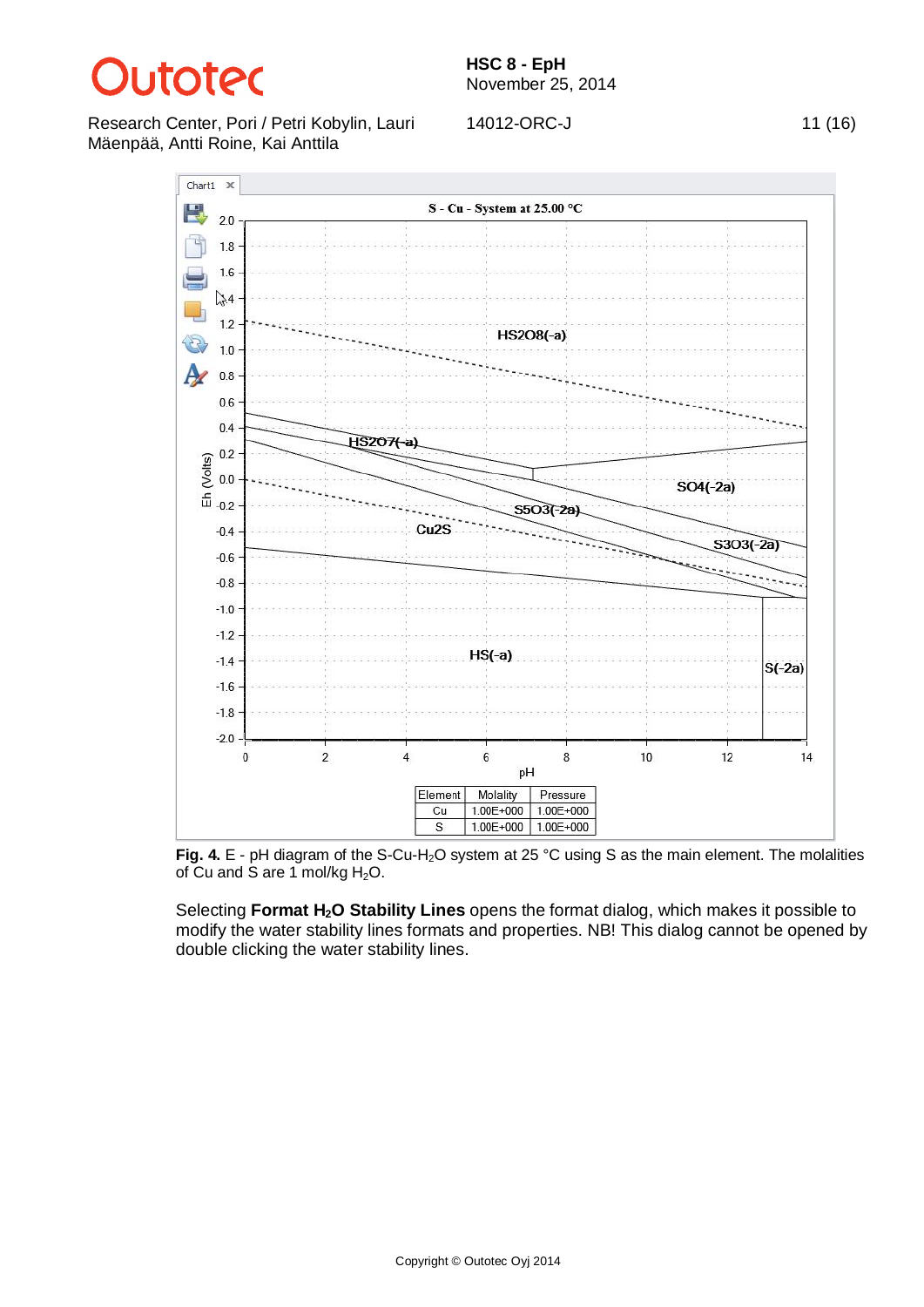**Fig. 4.** E - pH diagram of the S-Cu-$H_2O$ system at 25 °C using S as the main element. The molalities of Cu and S are 1 mol/kg $H_2O$.

Selecting **Format $H_2O$ Stability Lines** opens the format dialog, which makes it possible to modify the water stability lines formats and properties. NB! This dialog cannot be opened by double clicking the water stability lines.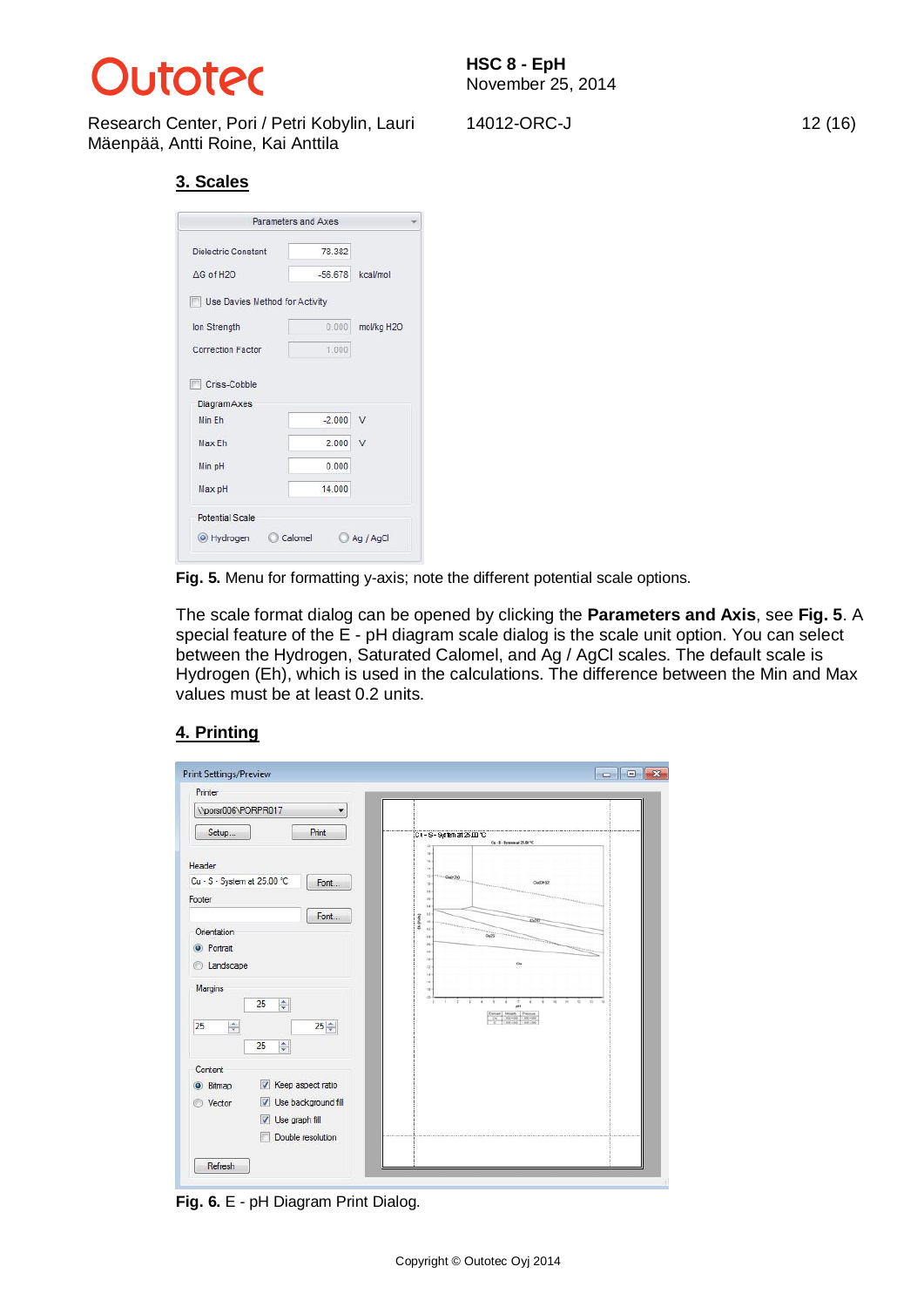## 3. Scales

Fig. 5. Menu for formatting y-axis; note the different potential scale options.

The scale format dialog can be opened by clicking the **Parameters and Axis**, see **Fig. 5**. A special feature of the E - pH diagram scale dialog is the scale unit option. You can select between the Hydrogen, Saturated Calomel, and Ag / AgCl scales. The default scale is Hydrogen (Eh), which is used in the calculations. The difference between the Min and Max values must be at least 0.2 units.

## 4. Printing

**Fig. 6.** E - pH Diagram Print Dialog.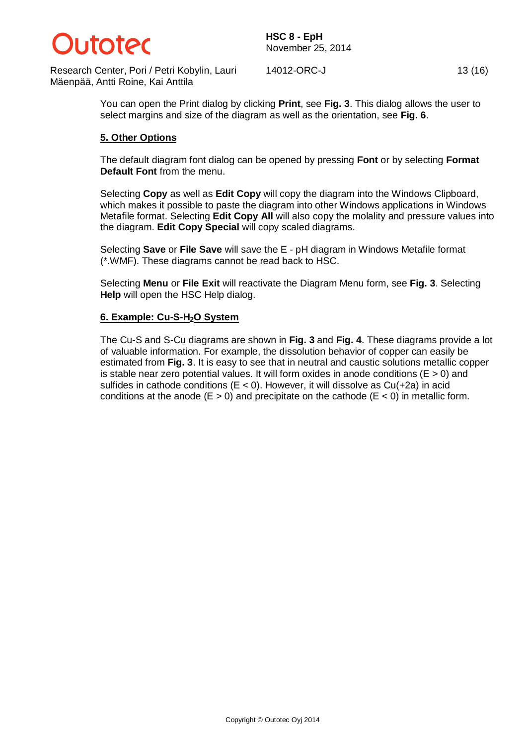You can open the Print dialog by clicking **Print**, see **Fig. 3**. This dialog allows the user to select margins and size of the diagram as well as the orientation, see **Fig. 6**.

## 5. Other Options

The default diagram font dialog can be opened by pressing **Font** or by selecting **Format Default Font** from the menu.

Selecting **Copy** as well as **Edit Copy** will copy the diagram into the Windows Clipboard, which makes it possible to paste the diagram into other Windows applications in Windows Metafile format. Selecting **Edit Copy All** will also copy the molality and pressure values into the diagram. **Edit Copy Special** will copy scaled diagrams.

Selecting **Save** or **File Save** will save the E - pH diagram in Windows Metafile format (*.WMF). These diagrams cannot be read back to HSC.

Selecting **Menu** or **File Exit** will reactivate the Diagram Menu form, see **Fig. 3**. Selecting **Help** will open the HSC Help dialog.

## 6. Example: Cu-S-$H_2O$ System

The Cu-S and S-Cu diagrams are shown in **Fig. 3** and **Fig. 4**. These diagrams provide a lot of valuable information. For example, the dissolution behavior of copper can easily be estimated from **Fig. 3**. It is easy to see that in neutral and caustic solutions metallic copper is stable near zero potential values. It will form oxides in anode conditions ($E > 0$) and sulfides in cathode conditions ($E < 0$). However, it will dissolve as Cu(+2a) in acid conditions at the anode ($E > 0$) and precipitate on the cathode ($E < 0$) in metallic form.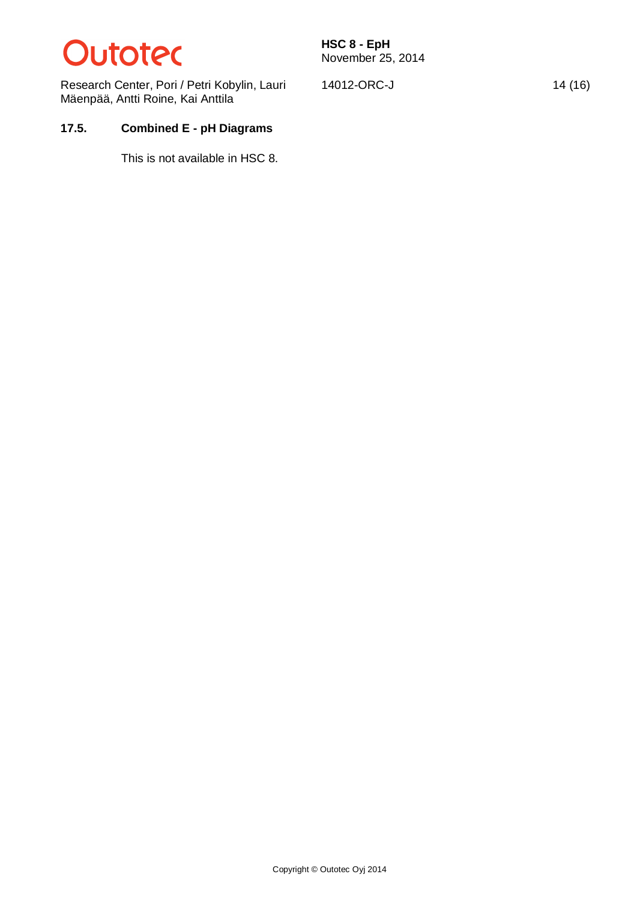## 17.5. Combined E - pH Diagrams

This is not available in HSC 8.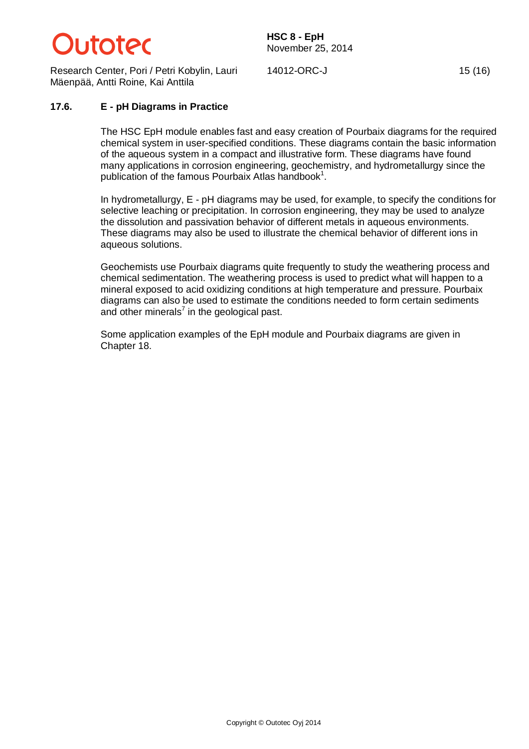## 17.6. E - pH Diagrams in Practice

The HSC EpH module enables fast and easy creation of Pourbaix diagrams for the required chemical system in user-specified conditions. These diagrams contain the basic information of the aqueous system in a compact and illustrative form. These diagrams have found many applications in corrosion engineering, geochemistry, and hydrometallurgy since the publication of the famous Pourbaix Atlas handbook[1].

In hydrometallurgy, E - pH diagrams may be used, for example, to specify the conditions for selective leaching or precipitation. In corrosion engineering, they may be used to analyze the dissolution and passivation behavior of different metals in aqueous environments. These diagrams may also be used to illustrate the chemical behavior of different ions in aqueous solutions.

Geochemists use Pourbaix diagrams quite frequently to study the weathering process and chemical sedimentation. The weathering process is used to predict what will happen to a mineral exposed to acid oxidizing conditions at high temperature and pressure. Pourbaix diagrams can also be used to estimate the conditions needed to form certain sediments and other minerals[7] in the geological past.

Some application examples of the EpH module and Pourbaix diagrams are given in Chapter 18.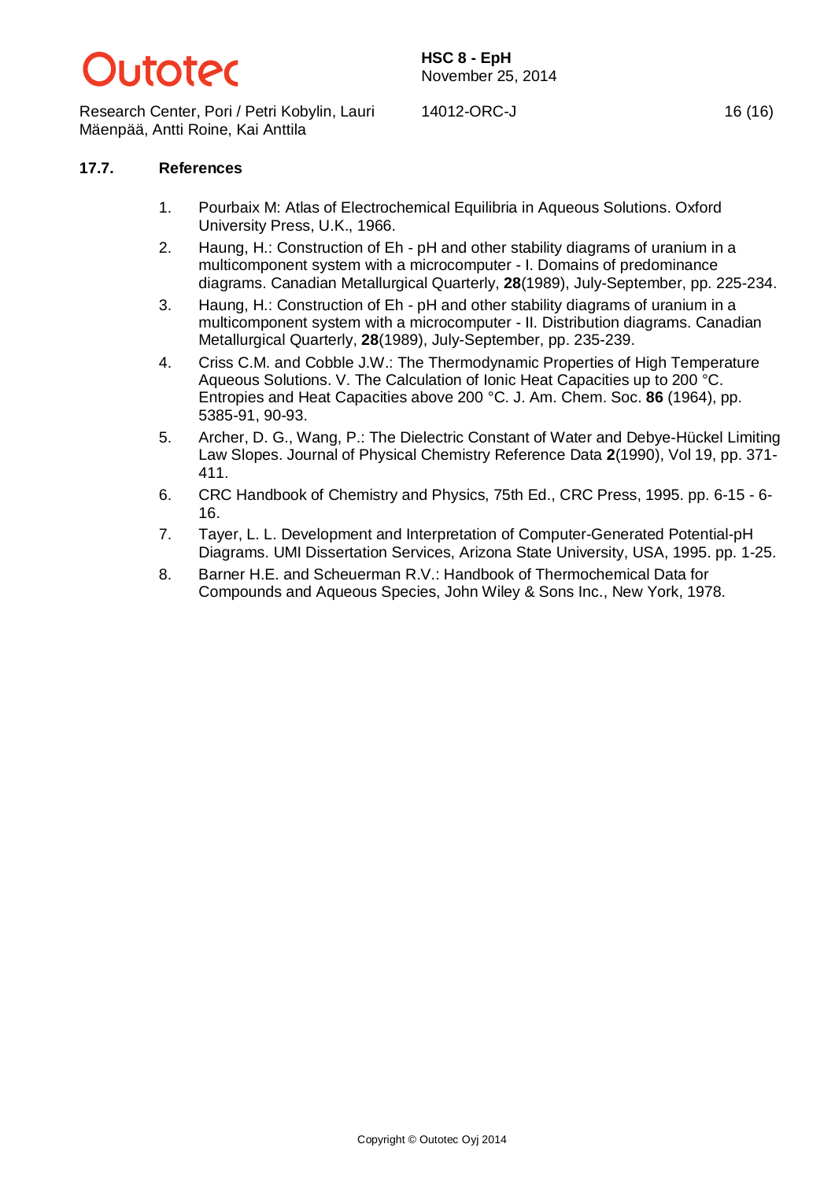## 17.7. References

1. Pourbaix M: Atlas of Electrochemical Equilibria in Aqueous Solutions. Oxford University Press, U.K., 1966.
2. Haung, H.: Construction of Eh - pH and other stability diagrams of uranium in a multicomponent system with a microcomputer - I. Domains of predominance diagrams. Canadian Metallurgical Quarterly, **28**(1989), July-September, pp. 225-234.
3. Haung, H.: Construction of Eh - pH and other stability diagrams of uranium in a multicomponent system with a microcomputer - II. Distribution diagrams. Canadian Metallurgical Quarterly, **28**(1989), July-September, pp. 235-239.
4. Criss C.M. and Cobble J.W.: The Thermodynamic Properties of High Temperature Aqueous Solutions. V. The Calculation of Ionic Heat Capacities up to 200 °C. Entropies and Heat Capacities above 200 °C. J. Am. Chem. Soc. **86** (1964), pp. 5385-91, 90-93.
5. Archer, D. G., Wang, P.: The Dielectric Constant of Water and Debye-Hückel Limiting Law Slopes. Journal of Physical Chemistry Reference Data **2**(1990), Vol 19, pp. 371-411.
6. CRC Handbook of Chemistry and Physics, 75th Ed., CRC Press, 1995. pp. 6-15 - 6-16.
7. Tayer, L. L. Development and Interpretation of Computer-Generated Potential-pH Diagrams. UMI Dissertation Services, Arizona State University, USA, 1995. pp. 1-25.
8. Barner H.E. and Scheuerman R.V.: Handbook of Thermochemical Data for Compounds and Aqueous Species, John Wiley & Sons Inc., New York, 1978.